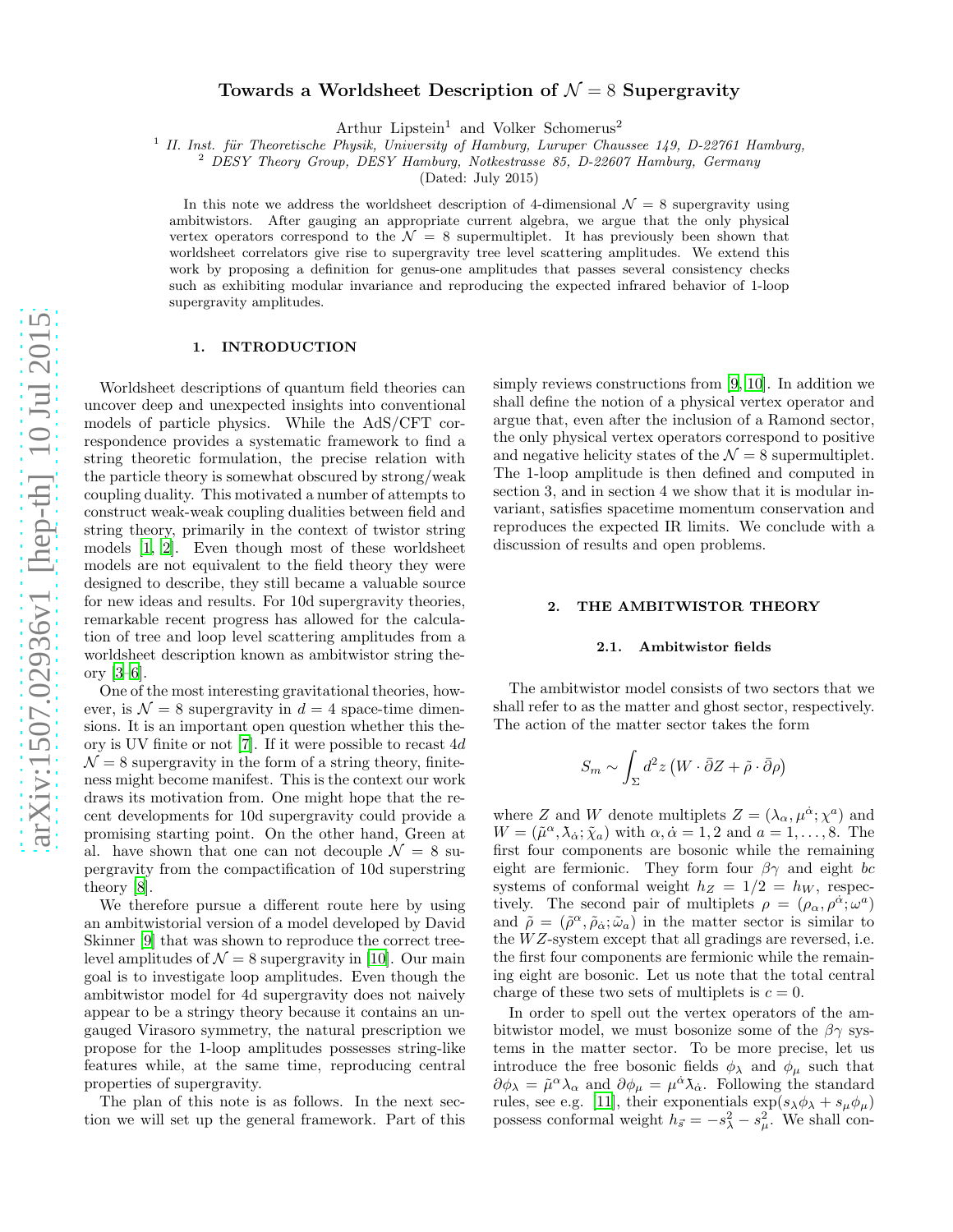# Towards a Worldsheet Description of $\mathcal{N} = 8$ Supergravity

Arthur Lipstein[1] and Volker Schomerus[2]

[1] *II. Inst. für Theoretische Physik, University of Hamburg, Luruper Chaussee 149, D-22761 Hamburg,*
[2] *DESY Theory Group, DESY Hamburg, Notkestrasse 85, D-22607 Hamburg, Germany*

(Dated: July 2015)

In this note we address the worldsheet description of 4-dimensional $\mathcal{N} = 8$ supergravity using ambitwistors. After gauging an appropriate current algebra, we argue that the only physical vertex operators correspond to the $\mathcal{N} = 8$ supermultiplet. It has previously been shown that worldsheet correlators give rise to supergravity tree level scattering amplitudes. We extend this work by proposing a definition for genus-one amplitudes that passes several consistency checks such as exhibiting modular invariance and reproducing the expected infrared behavior of 1-loop supergravity amplitudes.

## 1. INTRODUCTION

Worldsheet descriptions of quantum field theories can uncover deep and unexpected insights into conventional models of particle physics. While the AdS/CFT correspondence provides a systematic framework to find a string theoretic formulation, the precise relation with the particle theory is somewhat obscured by strong/weak coupling duality. This motivated a number of attempts to construct weak-weak coupling dualities between field and string theory, primarily in the context of twistor string models [1, 2]. Even though most of these worldsheet models are not equivalent to the field theory they were designed to describe, they still became a valuable source for new ideas and results. For 10d supergravity theories, remarkable recent progress has allowed for the calculation of tree and loop level scattering amplitudes from a worldsheet description known as ambitwistor string theory [3–6].

One of the most interesting gravitational theories, however, is $\mathcal{N} = 8$ supergravity in $d = 4$ space-time dimensions. It is an important open question whether this theory is UV finite or not [7]. If it were possible to recast 4$d$ $\mathcal{N} = 8$ supergravity in the form of a string theory, finiteness might become manifest. This is the context our work draws its motivation from. One might hope that the recent developments for 10d supergravity could provide a promising starting point. On the other hand, Green at al. have shown that one can not decouple $\mathcal{N} = 8$ supergravity from the compactification of 10d superstring theory [8].

We therefore pursue a different route here by using an ambitwistorial version of a model developed by David Skinner [9] that was shown to reproduce the correct tree-level amplitudes of $\mathcal{N} = 8$ supergravity in [10]. Our main goal is to investigate loop amplitudes. Even though the ambitwistor model for 4d supergravity does not naively appear to be a stringy theory because it contains an ungauged Virasoro symmetry, the natural prescription we propose for the 1-loop amplitudes possesses string-like features while, at the same time, reproducing central properties of supergravity.

The plan of this note is as follows. In the next section we will set up the general framework. Part of this simply reviews constructions from [9, 10]. In addition we shall define the notion of a physical vertex operator and argue that, even after the inclusion of a Ramond sector, the only physical vertex operators correspond to positive and negative helicity states of the $\mathcal{N} = 8$ supermultiplet. The 1-loop amplitude is then defined and computed in section 3, and in section 4 we show that it is modular invariant, satisfies spacetime momentum conservation and reproduces the expected IR limits. We conclude with a discussion of results and open problems.

## 2. THE AMBITWISTOR THEORY

### 2.1. Ambitwistor fields

The ambitwistor model consists of two sectors that we shall refer to as the matter and ghost sector, respectively. The action of the matter sector takes the form

$$S_m \sim \int_\Sigma d^2z \left( W \cdot \bar\partial Z + \tilde\rho \cdot \bar\partial \rho \right)$$

where $Z$ and $W$ denote multiplets $Z = (\lambda_\alpha, \mu^{\dot\alpha}; \chi^a)$ and $W = (\tilde\mu^\alpha, \tilde\lambda_{\dot\alpha}; \tilde\chi_a)$ with $\alpha, \dot\alpha = 1, 2$ and $a = 1, \ldots, 8$. The first four components are bosonic while the remaining eight are fermionic. They form four $\beta\gamma$ and eight $bc$ systems of conformal weight $h_Z = 1/2 = h_W$, respectively. The second pair of multiplets $\rho = (\rho_\alpha, \rho^{\dot\alpha}; \omega^a)$ and $\tilde\rho = (\tilde\rho^\alpha, \tilde\rho_{\dot\alpha}; \tilde\omega_a)$ in the matter sector is similar to the $WZ$-system except that all gradings are reversed, i.e. the first four components are fermionic while the remaining eight are bosonic. Let us note that the total central charge of these two sets of multiplets is $c = 0$.

In order to spell out the vertex operators of the ambitwistor model, we must bosonize some of the $\beta\gamma$ systems in the matter sector. To be more precise, let us introduce the free bosonic fields $\phi_\lambda$ and $\phi_\mu$ such that $\partial\phi_\lambda = \tilde\mu^\alpha\lambda_\alpha$ and $\partial\phi_\mu = \mu^{\dot\alpha}\tilde\lambda_{\dot\alpha}$. Following the standard rules, see e.g. [11], their exponentials $\exp(s_\lambda\phi_\lambda + s_\mu\phi_\mu)$ possess conformal weight $h_{\vec s} = -s_\lambda^2 - s_\mu^2$. We shall con-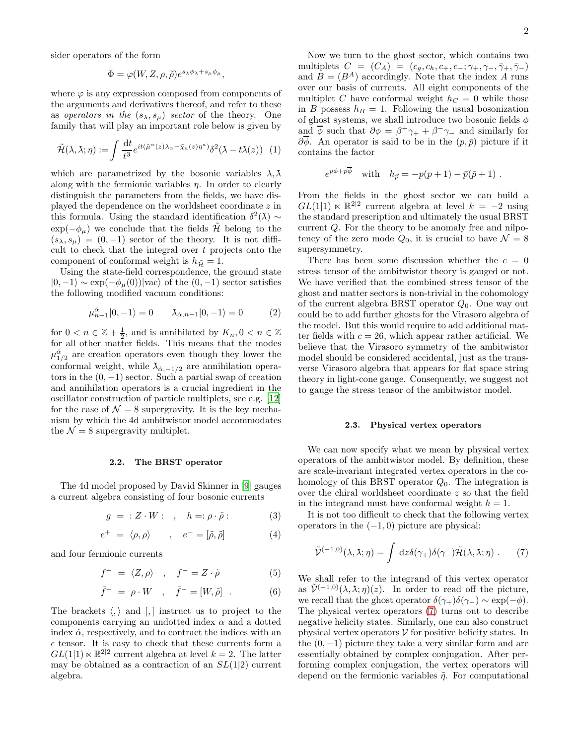sider operators of the form

$$\Phi = \varphi(W, Z, \rho, \tilde{\rho}) e^{s_\lambda \phi_\lambda + s_\mu \phi_\mu},$$

where $\varphi$ is any expression composed from components of the arguments and derivatives thereof, and refer to these as *operators in the* $(s_\lambda, s_\mu)$ *sector* of the theory. One family that will play an important role below is given by

$$\tilde{\mathcal{H}}(\lambda, \bar{\lambda}; \eta) := \int \frac{\mathrm{d}t}{t^3} e^{it(\tilde{\mu}^\alpha(z)\lambda_\alpha + \tilde{\chi}_a(z)\eta^a)} \delta^2(\bar{\lambda} - t\bar{\lambda}(z)) \quad (1)$$

which are parametrized by the bosonic variables $\lambda, \bar{\lambda}$ along with the fermionic variables $\eta$. In order to clearly distinguish the parameters from the fields, we have displayed the dependence on the worldsheet coordinate $z$ in this formula. Using the standard identification $\delta^2(\bar{\lambda}) \sim \exp(-\phi_\mu)$ we conclude that the fields $\tilde{\mathcal{H}}$ belong to the $(s_\lambda, s_\mu) = (0, -1)$ sector of the theory. It is not difficult to check that the integral over $t$ projects onto the component of conformal weight is $h_{\tilde{\mathcal{H}}} = 1$.

Using the state-field correspondence, the ground state $|0, -1\rangle \sim \exp(-\phi_\mu(0))|\mathrm{vac}\rangle$ of the $(0, -1)$ sector satisfies the following modified vacuum conditions:

$$\mu^{\dot{\alpha}}_{n+1}|0, -1\rangle = 0 \qquad \bar{\lambda}_{\dot{\alpha}, n-1}|0, -1\rangle = 0 \quad (2)$$

for $0 < n \in \mathbb{Z} + \frac{1}{2}$, and is annihilated by $K_n, 0 < n \in \mathbb{Z}$ for all other matter fields. This means that the modes $\mu^{\dot{\alpha}}_{1/2}$ are creation operators even though they lower the conformal weight, while $\bar{\lambda}_{\dot{\alpha},-1/2}$ are annihilation operators in the $(0, -1)$ sector. Such a partial swap of creation and annihilation operators is a crucial ingredient in the oscillator construction of particle multiplets, see e.g. [12] for the case of $\mathcal{N} = 8$ supergravity. It is the key mechanism by which the 4d ambitwistor model accommodates the $\mathcal{N} = 8$ supergravity multiplet.

### 2.2. The BRST operator

The 4d model proposed by David Skinner in [9] gauges a current algebra consisting of four bosonic currents

$$g = :Z \cdot W: \quad , \quad h =: \rho \cdot \tilde{\rho}: \quad (3)$$

$$e^+ = \langle \rho, \rho \rangle \quad , \quad e^- = [\tilde{\rho}, \tilde{\rho}] \quad (4)$$

and four fermionic currents

$$f^+ = \langle Z, \rho \rangle \quad , \quad f^- = Z \cdot \tilde{\rho} \quad (5)$$

$$\bar{f}^+ = \rho \cdot W \quad , \quad \bar{f}^- = [W, \tilde{\rho}] \quad . \quad (6)$$

The brackets $\langle , \rangle$ and $[,]$ instruct us to project to the components carrying an undotted index $\alpha$ and a dotted index $\dot{\alpha}$, respectively, and to contract the indices with an $\epsilon$ tensor. It is easy to check that these currents form a $GL(1|1) \ltimes \mathbb{R}^{2|2}$ current algebra at level $k = 2$. The latter may be obtained as a contraction of an $SL(1|2)$ current algebra.

Now we turn to the ghost sector, which contains two multiplets $C = (C_A) = (c_g, c_h, c_+, c_-; \gamma_+, \gamma_-, \bar{\gamma}_+, \bar{\gamma}_-)$ and $B = (B^A)$ accordingly. Note that the index $A$ runs over our basis of currents. All eight components of the multiplet $C$ have conformal weight $h_C = 0$ while those in $B$ possess $h_B = 1$. Following the usual bosonization of ghost systems, we shall introduce two bosonic fields $\phi$ and $\overline{\phi}$ such that $\partial\phi = \beta^+\gamma_+ + \beta^-\gamma_-$ and similarly for $\partial\overline{\phi}$. An operator is said to be in the $(p, \bar{p})$ picture if it contains the factor

$$e^{p\phi + \bar{p}\overline{\phi}} \quad \text{with} \quad h_{\vec{p}} = -p(p+1) - \bar{p}(\bar{p}+1) \; .$$

From the fields in the ghost sector we can build a $GL(1|1) \ltimes \mathbb{R}^{2|2}$ current algebra at level $k = -2$ using the standard prescription and ultimately the usual BRST current $Q$. For the theory to be anomaly free and nilpotency of the zero mode $Q_0$, it is crucial to have $\mathcal{N} = 8$ supersymmetry.

There has been some discussion whether the $c = 0$ stress tensor of the ambitwistor theory is gauged or not. We have verified that the combined stress tensor of the ghost and matter sectors is non-trivial in the cohomology of the current algebra BRST operator $Q_0$. One way out could be to add further ghosts for the Virasoro algebra of the model. But this would require to add additional matter fields with $c = 26$, which appear rather artificial. We believe that the Virasoro symmetry of the ambitwistor model should be considered accidental, just as the transverse Virasoro algebra that appears for flat space string theory in light-cone gauge. Consequently, we suggest not to gauge the stress tensor of the ambitwistor model.

### 2.3. Physical vertex operators

We can now specify what we mean by physical vertex operators of the ambitwistor model. By definition, these are scale-invariant integrated vertex operators in the cohomology of this BRST operator $Q_0$. The integration is over the chiral worldsheet coordinate $z$ so that the field in the integrand must have conformal weight $h = 1$.

It is not too difficult to check that the following vertex operators in the $(-1, 0)$ picture are physical:

$$\tilde{\mathcal{V}}^{(-1,0)}(\lambda, \bar{\lambda}; \eta) = \int \mathrm{d}z \delta(\gamma_+)\delta(\gamma_-)\tilde{\mathcal{H}}(\lambda, \bar{\lambda}; \eta) \; . \quad (7)$$

We shall refer to the integrand of this vertex operator as $\tilde{\mathcal{V}}^{(-1,0)}(\lambda, \bar{\lambda}; \eta)(z)$. In order to read off the picture, we recall that the ghost operator $\delta(\gamma_+)\delta(\gamma_-) \sim \exp(-\phi)$. The physical vertex operators (7) turns out to describe negative helicity states. Similarly, one can also construct physical vertex operators $\mathcal{V}$ for positive helicity states. In the $(0, -1)$ picture they take a very similar form and are essentially obtained by complex conjugation. After performing complex conjugation, the vertex operators will depend on the fermionic variables $\tilde{\eta}$. For computational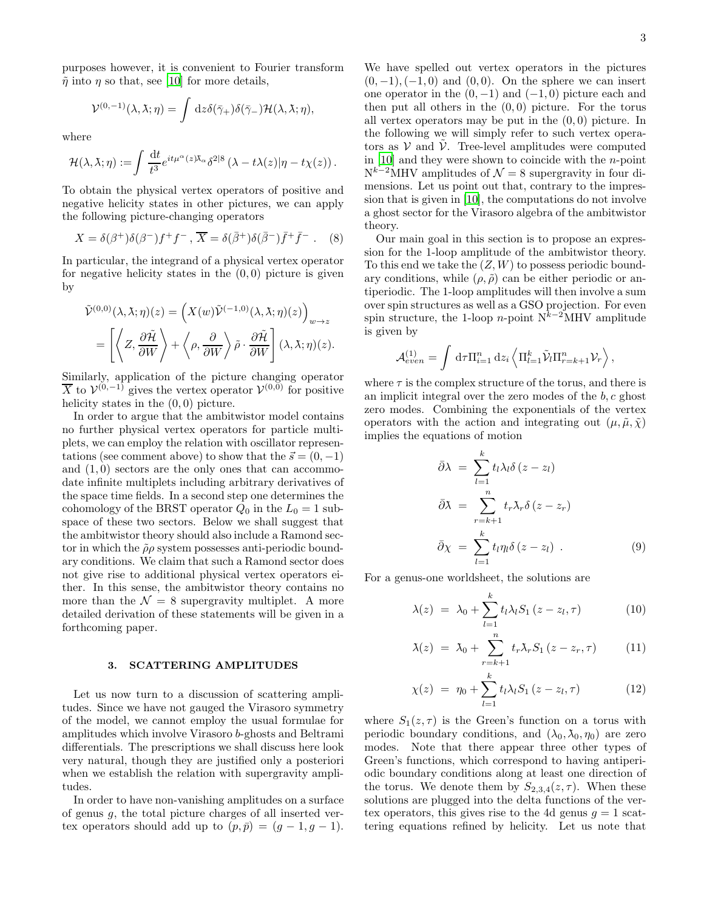purposes however, it is convenient to Fourier transform $\tilde{\eta}$ into $\eta$ so that, see [10] for more details,

$$\mathcal{V}^{(0,-1)}(\lambda,\bar{\lambda};\eta) = \int \mathrm{d}z \delta(\bar{\gamma}_+)\delta(\bar{\gamma}_-)\mathcal{H}(\lambda,\bar{\lambda};\eta),$$

where

$$\mathcal{H}(\lambda,\bar{\lambda};\eta) := \int \frac{\mathrm{d}t}{t^3} e^{it\mu^{\dot\alpha}(z)\bar{\lambda}_{\dot\alpha}} \delta^{2|8}\left(\lambda - t\lambda(z)|\eta - t\chi(z)\right).$$

To obtain the physical vertex operators of positive and negative helicity states in other pictures, we can apply the following picture-changing operators

$$X = \delta(\beta^+)\delta(\beta^-)f^+f^- \ , \ \overline{X} = \delta(\bar{\beta}^+)\delta(\bar{\beta}^-)\bar{f}^+\bar{f}^- \ . \quad (8)$$

In particular, the integrand of a physical vertex operator for negative helicity states in the $(0,0)$ picture is given by

$$\begin{aligned}\tilde{\mathcal{V}}^{(0,0)}(\lambda,\bar{\lambda};\eta)(z) &= \left(X(w)\tilde{\mathcal{V}}^{(-1,0)}(\lambda,\bar{\lambda};\eta)(z)\right)_{w\to z} \\ &= \left[\left\langle Z, \frac{\partial\tilde{\mathcal{H}}}{\partial W}\right\rangle + \left\langle \rho, \frac{\partial}{\partial W}\right\rangle \tilde{\rho}\cdot\frac{\partial\tilde{\mathcal{H}}}{\partial W}\right](\lambda,\bar{\lambda};\eta)(z).\end{aligned}$$

Similarly, application of the picture changing operator $\overline{X}$ to $\mathcal{V}^{(0,-1)}$ gives the vertex operator $\mathcal{V}^{(0,0)}$ for positive helicity states in the $(0,0)$ picture.

In order to argue that the ambitwistor model contains no further physical vertex operators for particle multiplets, we can employ the relation with oscillator representations (see comment above) to show that the $\vec{s} = (0,-1)$ and $(1,0)$ sectors are the only ones that can accommodate infinite multiplets including arbitrary derivatives of the space time fields. In a second step one determines the cohomology of the BRST operator $Q_0$ in the $L_0 = 1$ subspace of these two sectors. Below we shall suggest that the ambitwistor theory should also include a Ramond sector in which the $\tilde{\rho}\rho$ system possesses anti-periodic boundary conditions. We claim that such a Ramond sector does not give rise to additional physical vertex operators either. In this sense, the ambitwistor theory contains no more than the $\mathcal{N} = 8$ supergravity multiplet. A more detailed derivation of these statements will be given in a forthcoming paper.

## 3. SCATTERING AMPLITUDES

Let us now turn to a discussion of scattering amplitudes. Since we have not gauged the Virasoro symmetry of the model, we cannot employ the usual formulae for amplitudes which involve Virasoro $b$-ghosts and Beltrami differentials. The prescriptions we shall discuss here look very natural, though they are justified only a posteriori when we establish the relation with supergravity amplitudes.

In order to have non-vanishing amplitudes on a surface of genus $g$, the total picture charges of all inserted vertex operators should add up to $(p,\bar{p}) = (g-1, g-1)$. We have spelled out vertex operators in the pictures $(0,-1), (-1,0)$ and $(0,0)$. On the sphere we can insert one operator in the $(0,-1)$ and $(-1,0)$ picture each and then put all others in the $(0,0)$ picture. For the torus all vertex operators may be put in the $(0,0)$ picture. In the following we will simply refer to such vertex operators as $\mathcal{V}$ and $\tilde{\mathcal{V}}$. Tree-level amplitudes were computed in [10] and they were shown to coincide with the $n$-point $\mathrm{N}^{k-2}$MHV amplitudes of $\mathcal{N} = 8$ supergravity in four dimensions. Let us point out that, contrary to the impression that is given in [10], the computations do not involve a ghost sector for the Virasoro algebra of the ambitwistor theory.

Our main goal in this section is to propose an expression for the 1-loop amplitude of the ambitwistor theory. To this end we take the $(Z,W)$ to possess periodic boundary conditions, while $(\rho,\tilde{\rho})$ can be either periodic or antiperiodic. The 1-loop amplitudes will then involve a sum over spin structures as well as a GSO projection. For even spin structure, the 1-loop $n$-point $\mathrm{N}^{k-2}$MHV amplitude is given by

$$\mathcal{A}^{(1)}_{even} = \int \mathrm{d}\tau \Pi_{i=1}^n \,\mathrm{d}z_i \left\langle \Pi_{l=1}^k \tilde{\mathcal{V}}_l \Pi_{r=k+1}^n \mathcal{V}_r \right\rangle,$$

where $\tau$ is the complex structure of the torus, and there is an implicit integral over the zero modes of the $b,c$ ghost zero modes. Combining the exponentials of the vertex operators with the action and integrating out $(\mu,\tilde{\mu},\tilde{\chi})$ implies the equations of motion

$$\begin{aligned}\bar{\partial}\lambda &= \sum_{l=1}^k t_l\lambda_l\delta\left(z-z_l\right) \\ \bar{\partial}\bar{\lambda} &= \sum_{r=k+1}^n t_r\bar{\lambda}_r\delta\left(z-z_r\right) \\ \bar{\partial}\chi &= \sum_{l=1}^k t_l\eta_l\delta\left(z-z_l\right) \ . \end{aligned} \quad (9)$$

For a genus-one worldsheet, the solutions are

$$\lambda(z) = \lambda_0 + \sum_{l=1}^k t_l\lambda_l S_1\left(z-z_l,\tau\right) \quad (10)$$

$$\bar{\lambda}(z) = \bar{\lambda}_0 + \sum_{r=k+1}^n t_r\bar{\lambda}_r S_1\left(z-z_r,\tau\right) \quad (11)$$

$$\chi(z) = \eta_0 + \sum_{l=1}^k t_l\lambda_l S_1\left(z-z_l,\tau\right) \quad (12)$$

where $S_1(z,\tau)$ is the Green's function on a torus with periodic boundary conditions, and $(\lambda_0,\bar{\lambda}_0,\eta_0)$ are zero modes. Note that there appear three other types of Green's functions, which correspond to having antiperiodic boundary conditions along at least one direction of the torus. We denote them by $S_{2,3,4}(z,\tau)$. When these solutions are plugged into the delta functions of the vertex operators, this gives rise to the 4d genus $g = 1$ scattering equations refined by helicity. Let us note that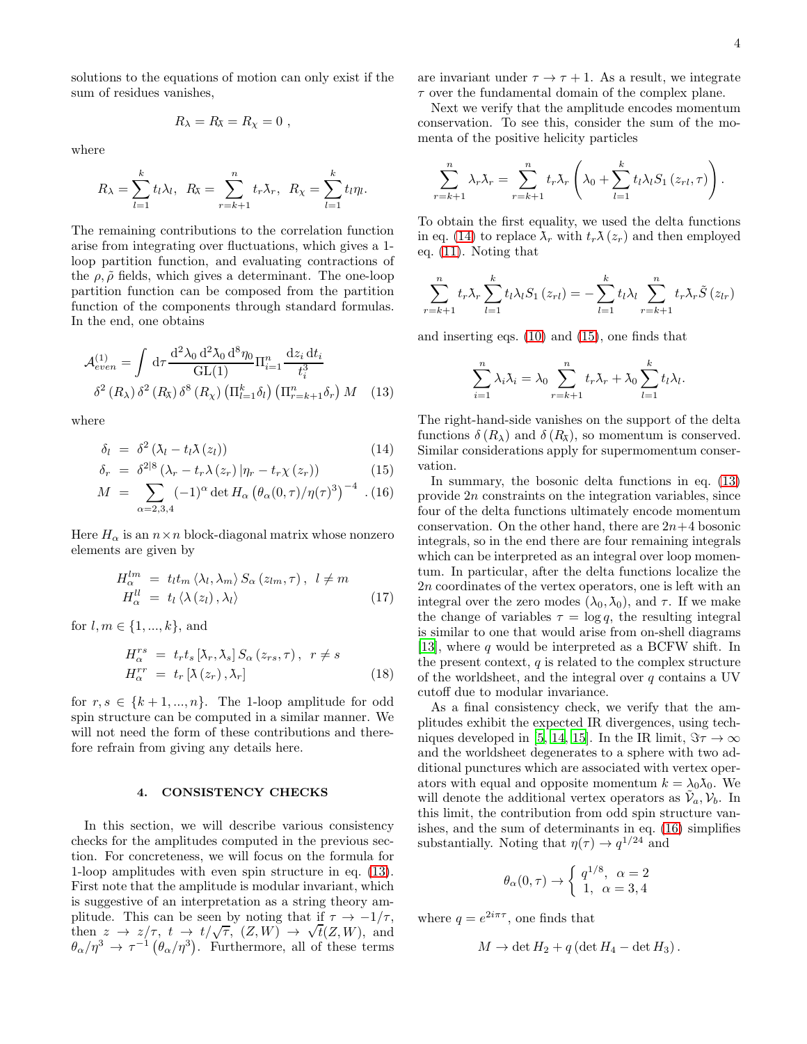solutions to the equations of motion can only exist if the sum of residues vanishes,

$$R_\lambda = R_{\tilde{\lambda}} = R_\chi = 0\ ,$$

where

$$R_\lambda = \sum_{l=1}^{k} t_l \lambda_l,\ \ R_{\tilde{\lambda}} = \sum_{r=k+1}^{n} t_r \tilde{\lambda}_r,\ \ R_\chi = \sum_{l=1}^{k} t_l \eta_l.$$

The remaining contributions to the correlation function arise from integrating over fluctuations, which gives a 1-loop partition function, and evaluating contractions of the $\rho, \tilde{\rho}$ fields, which gives a determinant. The one-loop partition function can be composed from the partition function of the components through standard formulas. In the end, one obtains

$$\mathcal{A}^{(1)}_{even} = \int \mathrm{d}\tau \frac{\mathrm{d}^2\lambda_0\, \mathrm{d}^2\tilde{\lambda}_0\, \mathrm{d}^8\eta_0}{\mathrm{GL}(1)} \Pi_{i=1}^{n} \frac{\mathrm{d}z_i\, \mathrm{d}t_i}{t_i^3}$$
$$\delta^2\left(R_\lambda\right)\delta^2\left(R_{\tilde{\lambda}}\right)\delta^8\left(R_\chi\right)\left(\Pi_{l=1}^{k}\delta_l\right)\left(\Pi_{r=k+1}^{n}\delta_r\right) M \quad (13)$$

where

$$\delta_l = \delta^2\left(\tilde{\lambda}_l - t_l \tilde{\lambda}\left(z_l\right)\right) \quad (14)$$
$$\delta_r = \delta^{2|8}\left(\lambda_r - t_r \lambda\left(z_r\right)|\eta_r - t_r \chi\left(z_r\right)\right) \quad (15)$$
$$M = \sum_{\alpha=2,3,4} (-1)^\alpha \det H_\alpha \left(\theta_\alpha(0,\tau)/\eta(\tau)^3\right)^{-4}\ . \quad (16)$$

Here $H_\alpha$ is an $n \times n$ block-diagonal matrix whose nonzero elements are given by

$$H^{lm}_\alpha = t_l t_m \left\langle \lambda_l, \lambda_m \right\rangle S_\alpha\left(z_{lm}, \tau\right),\ \ l \neq m$$
$$H^{ll}_\alpha = t_l \left\langle \lambda\left(z_l\right), \lambda_l \right\rangle \quad (17)$$

for $l, m \in \{1, ..., k\}$, and

$$H^{rs}_\alpha = t_r t_s \left[\tilde{\lambda}_r, \tilde{\lambda}_s\right] S_\alpha\left(z_{rs}, \tau\right),\ \ r \neq s$$
$$H^{rr}_\alpha = t_r \left[\tilde{\lambda}\left(z_r\right), \tilde{\lambda}_r\right] \quad (18)$$

for $r, s \in \{k+1, ..., n\}$. The 1-loop amplitude for odd spin structure can be computed in a similar manner. We will not need the form of these contributions and therefore refrain from giving any details here.

## 4. CONSISTENCY CHECKS

In this section, we will describe various consistency checks for the amplitudes computed in the previous section. For concreteness, we will focus on the formula for 1-loop amplitudes with even spin structure in eq. (13). First note that the amplitude is modular invariant, which is suggestive of an interpretation as a string theory amplitude. This can be seen by noting that if $\tau \to -1/\tau$, then $z \to z/\tau$, $t \to t/\sqrt{\tau}$, $(Z, W) \to \sqrt{t}(Z, W)$, and $\theta_\alpha/\eta^3 \to \tau^{-1}\left(\theta_\alpha/\eta^3\right)$. Furthermore, all of these terms are invariant under $\tau \to \tau + 1$. As a result, we integrate $\tau$ over the fundamental domain of the complex plane.

Next we verify that the amplitude encodes momentum conservation. To see this, consider the sum of the momenta of the positive helicity particles

$$\sum_{r=k+1}^{n} \lambda_r \tilde{\lambda}_r = \sum_{r=k+1}^{n} t_r \tilde{\lambda}_r \left(\lambda_0 + \sum_{l=1}^{k} t_l \lambda_l S_1\left(z_{rl}, \tau\right)\right).$$

To obtain the first equality, we used the delta functions in eq. (14) to replace $\lambda_r$ with $t_r \lambda\left(z_r\right)$ and then employed eq. (11). Noting that

$$\sum_{r=k+1}^{n} t_r \tilde{\lambda}_r \sum_{l=1}^{k} t_l \lambda_l S_1\left(z_{rl}\right) = -\sum_{l=1}^{k} t_l \lambda_l \sum_{r=k+1}^{n} t_r \tilde{\lambda}_r \tilde{S}\left(z_{lr}\right)$$

and inserting eqs. (10) and (15), one finds that

$$\sum_{i=1}^{n} \lambda_i \tilde{\lambda}_i = \lambda_0 \sum_{r=k+1}^{n} t_r \tilde{\lambda}_r + \tilde{\lambda}_0 \sum_{l=1}^{k} t_l \lambda_l.$$

The right-hand-side vanishes on the support of the delta functions $\delta\left(R_\lambda\right)$ and $\delta\left(R_{\tilde{\lambda}}\right)$, so momentum is conserved. Similar considerations apply for supermomentum conservation.

In summary, the bosonic delta functions in eq. (13) provide $2n$ constraints on the integration variables, since four of the delta functions ultimately encode momentum conservation. On the other hand, there are $2n+4$ bosonic integrals, so in the end there are four remaining integrals which can be interpreted as an integral over loop momentum. In particular, after the delta functions localize the $2n$ coordinates of the vertex operators, one is left with an integral over the zero modes $(\lambda_0, \tilde{\lambda}_0)$, and $\tau$. If we make the change of variables $\tau = \log q$, the resulting integral is similar to one that would arise from on-shell diagrams [13], where $q$ would be interpreted as a BCFW shift. In the present context, $q$ is related to the complex structure of the worldsheet, and the integral over $q$ contains a UV cutoff due to modular invariance.

As a final consistency check, we verify that the amplitudes exhibit the expected IR divergences, using techniques developed in [5, 14, 15]. In the IR limit, $\Im\tau \to \infty$ and the worldsheet degenerates to a sphere with two additional punctures which are associated with vertex operators with equal and opposite momentum $k = \lambda_0 \tilde{\lambda}_0$. We will denote the additional vertex operators as $\tilde{\mathcal{V}}_a, \mathcal{V}_b$. In this limit, the contribution from odd spin structure vanishes, and the sum of determinants in eq. (16) simplifies substantially. Noting that $\eta(\tau) \to q^{1/24}$ and

$$\theta_\alpha(0, \tau) \to \begin{cases} q^{1/8}, & \alpha = 2 \\ 1, & \alpha = 3, 4 \end{cases}$$

where $q = e^{2i\pi\tau}$, one finds that

$$M \to \det H_2 + q\left(\det H_4 - \det H_3\right).$$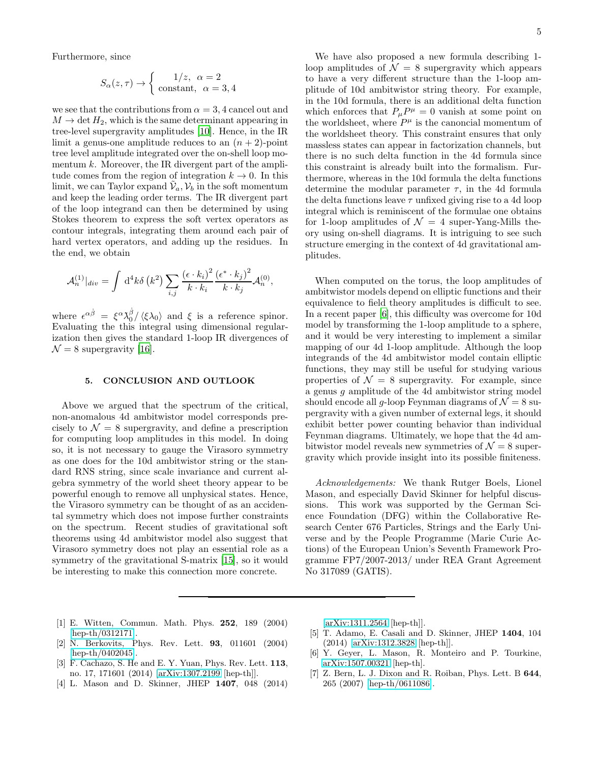Furthermore, since

$$S_\alpha(z,\tau) \to \left\{ \begin{array}{l} 1/z, \ \ \alpha = 2 \\ \text{constant}, \ \ \alpha = 3,4 \end{array} \right.$$

we see that the contributions from $\alpha = 3,4$ cancel out and $M \to \det H_2$, which is the same determinant appearing in tree-level supergravity amplitudes [10]. Hence, in the IR limit a genus-one amplitude reduces to an $(n+2)$-point tree level amplitude integrated over the on-shell loop momentum $k$. Moreover, the IR divergent part of the amplitude comes from the region of integration $k \to 0$. In this limit, we can Taylor expand $\tilde{\mathcal{V}}_a, \mathcal{V}_b$ in the soft momentum and keep the leading order terms. The IR divergent part of the loop integrand can then be determined by using Stokes theorem to express the soft vertex operators as contour integrals, integrating them around each pair of hard vertex operators, and adding up the residues. In the end, we obtain

$$\mathcal{A}_n^{(1)}|_{div} = \int \mathrm{d}^4 k \delta\left(k^2\right) \sum_{i,j} \frac{(\epsilon \cdot k_i)^2}{k \cdot k_i} \frac{(\epsilon^* \cdot k_j)^2}{k \cdot k_j} \mathcal{A}_n^{(0)},$$

where $\epsilon^{\alpha\dot{\beta}} = \xi^\alpha \tilde{\lambda}_0^{\dot{\beta}} / \langle \xi \lambda_0 \rangle$ and $\xi$ is a reference spinor. Evaluating the this integral using dimensional regularization then gives the standard 1-loop IR divergences of $\mathcal{N} = 8$ supergravity [16].

## 5. CONCLUSION AND OUTLOOK

Above we argued that the spectrum of the critical, non-anomalous 4d ambitwistor model corresponds precisely to $\mathcal{N} = 8$ supergravity, and define a prescription for computing loop amplitudes in this model. In doing so, it is not necessary to gauge the Virasoro symmetry as one does for the 10d ambitwistor string or the standard RNS string, since scale invariance and current algebra symmetry of the world sheet theory appear to be powerful enough to remove all unphysical states. Hence, the Virasoro symmetry can be thought of as an accidental symmetry which does not impose further constraints on the spectrum. Recent studies of gravitational soft theorems using 4d ambitwistor model also suggest that Virasoro symmetry does not play an essential role as a symmetry of the gravitational S-matrix [15], so it would be interesting to make this connection more concrete.

We have also proposed a new formula describing 1-loop amplitudes of $\mathcal{N} = 8$ supergravity which appears to have a very different structure than the 1-loop amplitude of 10d ambitwistor string theory. For example, in the 10d formula, there is an additional delta function which enforces that $P_\mu P^\mu = 0$ vanish at some point on the worldsheet, where $P^\mu$ is the canoncial momentum of the worldsheet theory. This constraint ensures that only massless states can appear in factorization channels, but there is no such delta function in the 4d formula since this constraint is already built into the formalism. Furthermore, whereas in the 10d formula the delta functions determine the modular parameter $\tau$, in the 4d formula the delta functions leave $\tau$ unfixed giving rise to a 4d loop integral which is reminiscent of the formulae one obtains for 1-loop amplitudes of $\mathcal{N} = 4$ super-Yang-Mills theory using on-shell diagrams. It is intriguing to see such structure emerging in the context of 4d gravitational amplitudes.

When computed on the torus, the loop amplitudes of ambitwistor models depend on elliptic functions and their equivalence to field theory amplitudes is difficult to see. In a recent paper [6], this difficulty was overcome for 10d model by transforming the 1-loop amplitude to a sphere, and it would be very interesting to implement a similar mapping of our 4d 1-loop amplitude. Although the loop integrands of the 4d ambitwistor model contain elliptic functions, they may still be useful for studying various properties of $\mathcal{N} = 8$ supergravity. For example, since a genus $g$ amplitude of the 4d ambitwistor string model should encode all $g$-loop Feynman diagrams of $\mathcal{N} = 8$ supergravity with a given number of external legs, it should exhibit better power counting behavior than individual Feynman diagrams. Ultimately, we hope that the 4d ambitwistor model reveals new symmetries of $\mathcal{N} = 8$ supergravity which provide insight into its possible finiteness.

*Acknowledgements:* We thank Rutger Boels, Lionel Mason, and especially David Skinner for helpful discussions. This work was supported by the German Science Foundation (DFG) within the Collaborative Research Center 676 Particles, Strings and the Early Universe and by the People Programme (Marie Curie Actions) of the European Union's Seventh Framework Programme FP7/2007-2013/ under REA Grant Agreement No 317089 (GATIS).

---

[1] E. Witten, Commun. Math. Phys. **252**, 189 (2004) [hep-th/0312171].

[2] N. Berkovits, Phys. Rev. Lett. **93**, 011601 (2004) [hep-th/0402045].

[3] F. Cachazo, S. He and E. Y. Yuan, Phys. Rev. Lett. **113**, no. 17, 171601 (2014) [arXiv:1307.2199 [hep-th]].

[4] L. Mason and D. Skinner, JHEP **1407**, 048 (2014) [arXiv:1311.2564 [hep-th]].

[5] T. Adamo, E. Casali and D. Skinner, JHEP **1404**, 104 (2014) [arXiv:1312.3828 [hep-th]].

[6] Y. Geyer, L. Mason, R. Monteiro and P. Tourkine, arXiv:1507.00321 [hep-th].

[7] Z. Bern, L. J. Dixon and R. Roiban, Phys. Lett. B **644**, 265 (2007) [hep-th/0611086].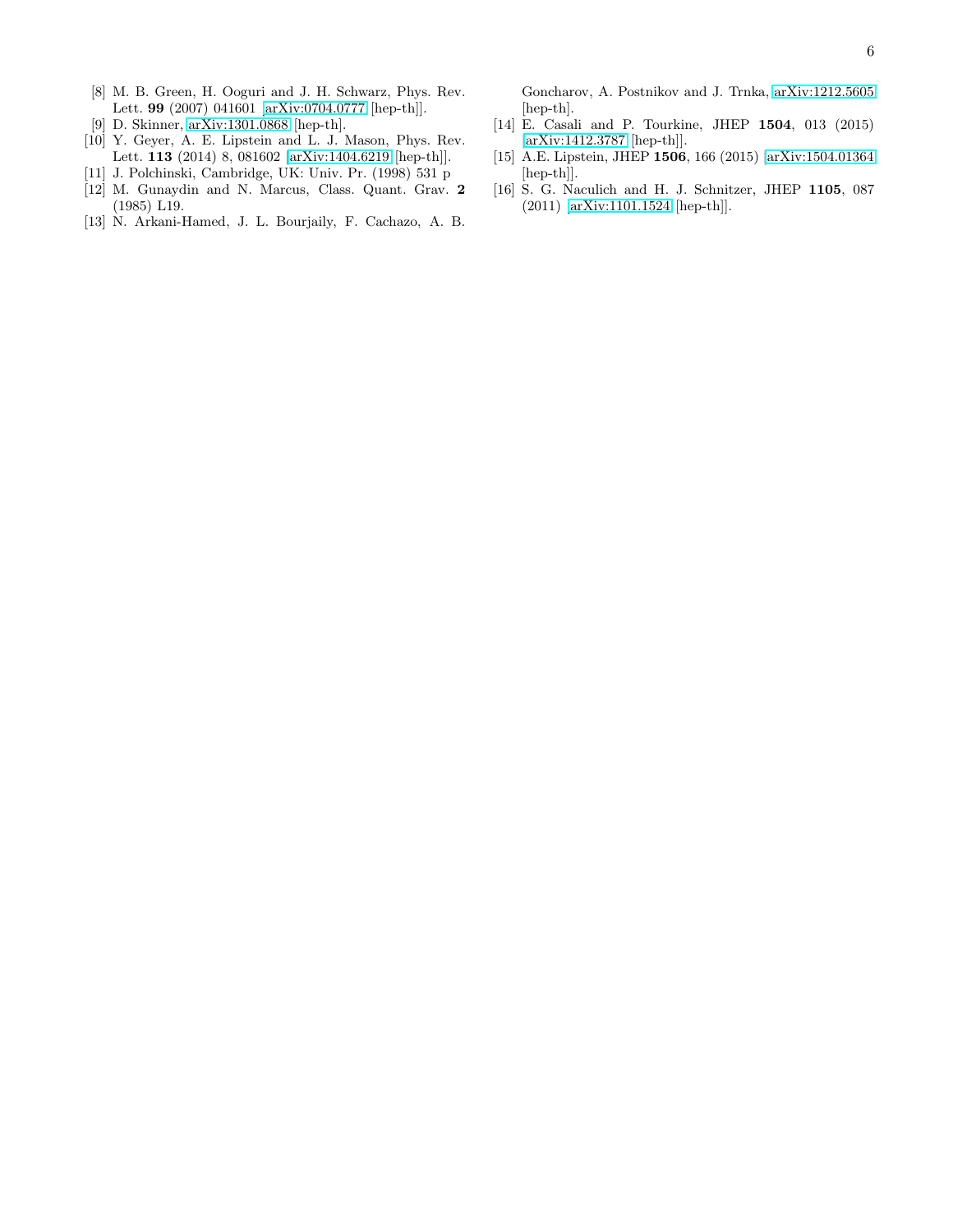[8] M. B. Green, H. Ooguri and J. H. Schwarz, Phys. Rev. Lett. **99** (2007) 041601 [arXiv:0704.0777 [hep-th]].

[9] D. Skinner, arXiv:1301.0868 [hep-th].

[10] Y. Geyer, A. E. Lipstein and L. J. Mason, Phys. Rev. Lett. **113** (2014) 8, 081602 [arXiv:1404.6219 [hep-th]].

[11] J. Polchinski, Cambridge, UK: Univ. Pr. (1998) 531 p

[12] M. Gunaydin and N. Marcus, Class. Quant. Grav. **2** (1985) L19.

[13] N. Arkani-Hamed, J. L. Bourjaily, F. Cachazo, A. B. Goncharov, A. Postnikov and J. Trnka, arXiv:1212.5605 [hep-th].

[14] E. Casali and P. Tourkine, JHEP **1504**, 013 (2015) [arXiv:1412.3787 [hep-th]].

[15] A.E. Lipstein, JHEP **1506**, 166 (2015) [arXiv:1504.01364 [hep-th]].

[16] S. G. Naculich and H. J. Schnitzer, JHEP **1105**, 087 (2011) [arXiv:1101.1524 [hep-th]].